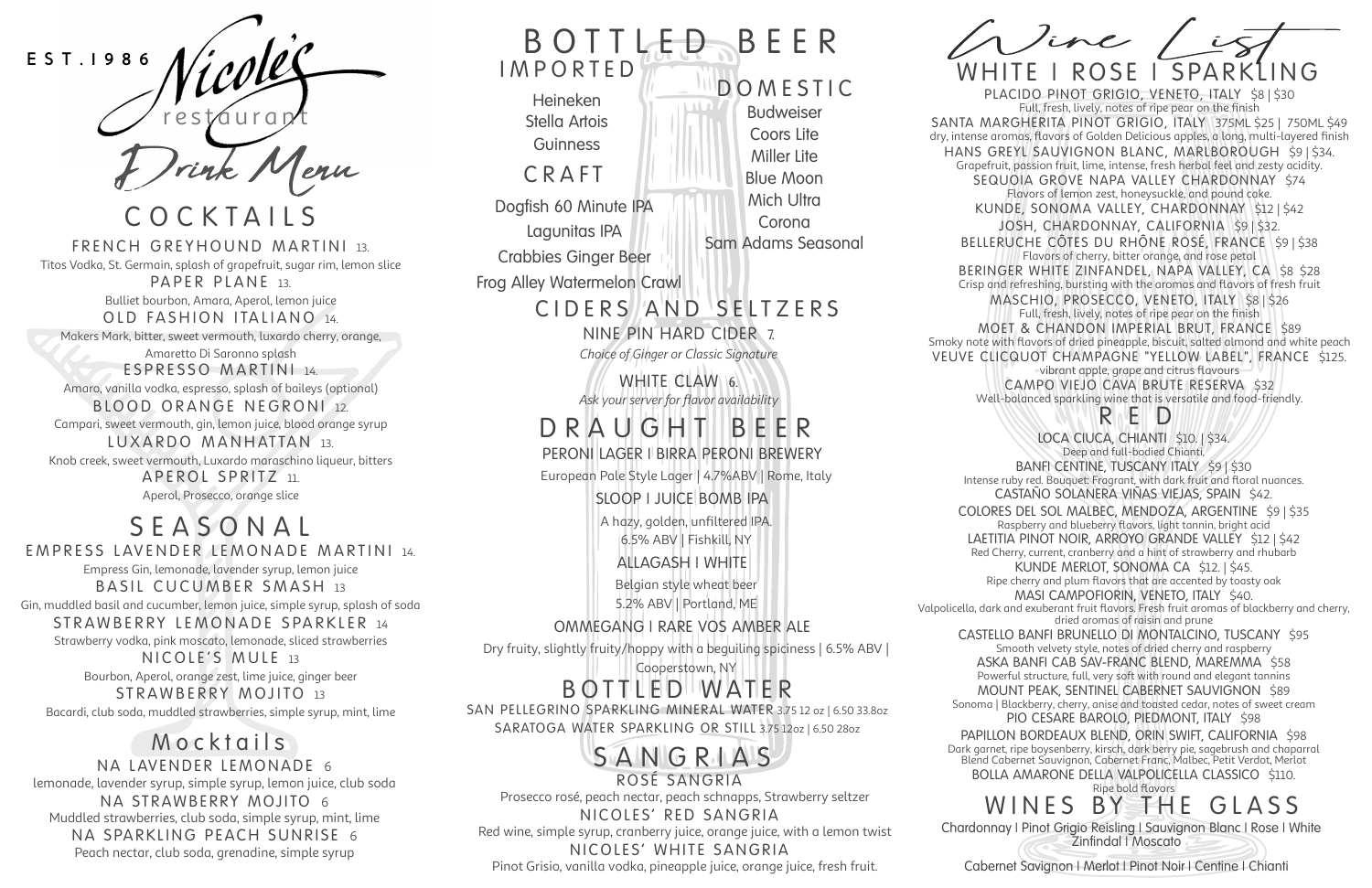EST.1986

# Nicole's restaurant

# Drink Menu

## COCKTAILS

**FRENCH GREYHOUND MARTINI** 13.
Titos Vodka, St. Germain, splash of grapefruit, sugar rim, lemon slice

**PAPER PLANE** 13.
Bulliet bourbon, Amara, Aperol, lemon juice

**OLD FASHION ITALIANO** 14.
Makers Mark, bitter, sweet vermouth, luxardo cherry, orange, Amaretto Di Saronno splash

**ESPRESSO MARTINI** 14.
Amaro, vanilla vodka, espresso, splash of baileys (optional)

**BLOOD ORANGE NEGRONI** 12.
Campari, sweet vermouth, gin, lemon juice, blood orange syrup

**LUXARDO MANHATTAN** 13.
Knob creek, sweet vermouth, Luxardo maraschino liqueur, bitters

**APEROL SPRITZ** 11.
Aperol, Prosecco, orange slice

## SEASONAL

**EMPRESS LAVENDER LEMONADE MARTINI** 14.
Empress Gin, lemonade, lavender syrup, lemon juice

**BASIL CUCUMBER SMASH** 13
Gin, muddled basil and cucumber, lemon juice, simple syrup, splash of soda

**STRAWBERRY LEMONADE SPARKLER** 14
Strawberry vodka, pink moscato, lemonade, sliced strawberries

**NICOLE'S MULE** 13
Bourbon, Aperol, orange zest, lime juice, ginger beer

**STRAWBERRY MOJITO** 13
Bacardi, club soda, muddled strawberries, simple syrup, mint, lime

## Mocktails

**NA LAVENDER LEMONADE** 6
lemonade, lavender syrup, simple syrup, lemon juice, club soda

**NA STRAWBERRY MOJITO** 6
Muddled strawberries, club soda, simple syrup, mint, lime

**NA SPARKLING PEACH SUNRISE** 6
Peach nectar, club soda, grenadine, simple syrup

## BOTTLED BEER

### IMPORTED

Heineken
Stella Artois
Guinness

### CRAFT

Dogfish 60 Minute IPA
Lagunitas IPA
Crabbies Ginger Beer
Frog Alley Watermelon Crawl

### DOMESTIC

Budweiser
Coors Lite
Miller Lite
Blue Moon
Mich Ultra
Corona
Sam Adams Seasonal

## CIDERS AND SELTZERS

**NINE PIN HARD CIDER** 7.
*Choice of Ginger or Classic Signature*

**WHITE CLAW** 6.
*Ask your server for flavor availability*

## DRAUGHT BEER

**PERONI LAGER I BIRRA PERONI BREWERY**
European Pale Style Lager | 4.7%ABV | Rome, Italy

**SLOOP I JUICE BOMB IPA**
A hazy, golden, unfiltered IPA.
6.5% ABV | Fishkill, NY

**ALLAGASH I WHITE**
Belgian style wheat beer
5.2% ABV | Portland, ME

**OMMEGANG I RARE VOS AMBER ALE**
Dry fruity, slightly fruity/hoppy with a beguiling spiciness | 6.5% ABV | Cooperstown, NY

## BOTTLED WATER

SAN PELLEGRINO SPARKLING MINERAL WATER 3.75 12 oz | 6.50 33.8oz
SARATOGA WATER SPARKLING OR STILL 3.75 12oz | 6.50 28oz

## SANGRIAS

**ROSÉ SANGRIA**
Prosecco rosé, peach nectar, peach schnapps, Strawberry seltzer

**NICOLES' RED SANGRIA**
Red wine, simple syrup, cranberry juice, orange juice, with a lemon twist

**NICOLES' WHITE SANGRIA**
Pinot Grisio, vanilla vodka, pineapple juice, orange juice, fresh fruit.

# Wine List

## WHITE I ROSE I SPARKLING

**PLACIDO PINOT GRIGIO, VENETO, ITALY** $8 | $30
Full, fresh, lively, notes of ripe pear on the finish

**SANTA MARGHERITA PINOT GRIGIO, ITALY** 375ML $25 | 750ML $49
dry, intense aromas, flavors of Golden Delicious apples, a long, multi-layered finish

**HANS GREYL SAUVIGNON BLANC, MARLBOROUGH** $9 | $34.
Grapefruit, passion fruit, lime, intense, fresh herbal feel and zesty acidity.

**SEQUOIA GROVE NAPA VALLEY CHARDONNAY** $74
Flavors of lemon zest, honeysuckle, and pound cake.

**KUNDE, SONOMA VALLEY, CHARDONNAY** $12 | $42

**JOSH, CHARDONNAY, CALIFORNIA** $9 | $32.

**BELLERUCHE CÔTES DU RHÔNE ROSÉ, FRANCE** $9 | $38
Flavors of cherry, bitter orange, and rose petal

**BERINGER WHITE ZINFANDEL, NAPA VALLEY, CA** $8 $28
Crisp and refreshing, bursting with the aromas and flavors of fresh fruit

**MASCHIO, PROSECCO, VENETO, ITALY** $8 | $26
Full, fresh, lively, notes of ripe pear on the finish

**MOET & CHANDON IMPERIAL BRUT, FRANCE** $89
Smoky note with flavors of dried pineapple, biscuit, salted almond and white peach

**VEUVE CLICQUOT CHAMPAGNE "YELLOW LABEL", FRANCE** $125.
vibrant apple, grape and citrus flavours

**CAMPO VIEJO CAVA BRUTE RESERVA** $32
Well-balanced sparkling wine that is versatile and food-friendly.

## RED

**LOCA CIUCA, CHIANTI** $10. | $34.
Deep and full-bodied Chianti,

**BANFI CENTINE, TUSCANY ITALY** $9 | $30
Intense ruby red. Bouquet: Fragrant, with dark fruit and floral nuances.

**CASTAÑO SOLANERA VIÑAS VIEJAS, SPAIN** $42.

**COLORES DEL SOL MALBEC, MENDOZA, ARGENTINE** $9 | $35
Raspberry and blueberry flavors, light tannin, bright acid

**LAETITIA PINOT NOIR, ARROYO GRANDE VALLEY** $12 | $42
Red Cherry, current, cranberry and a hint of strawberry and rhubarb

**KUNDE MERLOT, SONOMA CA** $12. | $45.
Ripe cherry and plum flavors that are accented by toasty oak

**MASI CAMPOFIORIN, VENETO, ITALY** $40.
Valpolicella, dark and exuberant fruit flavors. Fresh fruit aromas of blackberry and cherry, dried aromas of raisin and prune

**CASTELLO BANFI BRUNELLO DI MONTALCINO, TUSCANY** $95
Smooth velvety style, notes of dried cherry and raspberry

**ASKA BANFI CAB SAV-FRANC BLEND, MAREMMA** $58
Powerful structure, full, very soft with round and elegant tannins

**MOUNT PEAK, SENTINEL CABERNET SAUVIGNON** $89
Sonoma | Blackberry, cherry, anise and toasted cedar, notes of sweet cream

**PIO CESARE BAROLO, PIEDMONT, ITALY** $98

**PAPILLON BORDEAUX BLEND, ORIN SWIFT, CALIFORNIA** $98
Dark garnet, ripe boysenberry, kirsch, dark berry pie, sagebrush and chaparral
Blend Cabernet Sauvignon, Cabernet Franc, Malbec, Petit Verdot, Merlot

**BOLLA AMARONE DELLA VALPOLICELLA CLASSICO** $110.
Ripe bold flavors

## WINES BY THE GLASS

Chardonnay I Pinot Grigio Reisling I Sauvignon Blanc I Rose I White Zinfindal I Moscato

Cabernet Savignon I Merlot I Pinot Noir I Centine I Chianti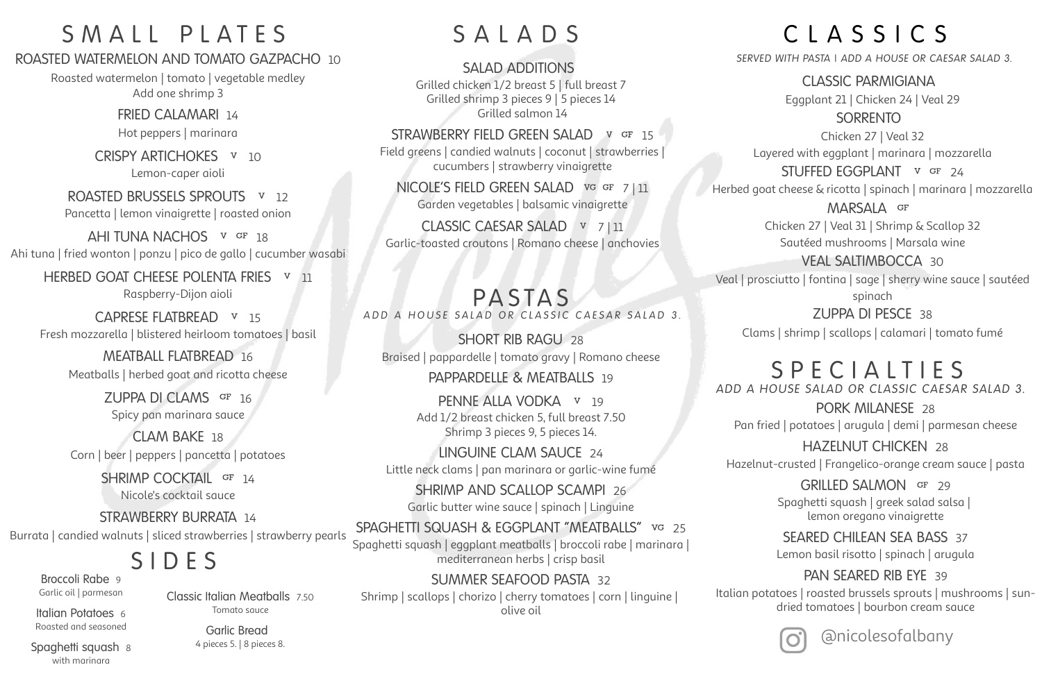# SMALL PLATES

**ROASTED WATERMELON AND TOMATO GAZPACHO** 10
Roasted watermelon | tomato | vegetable medley
Add one shrimp 3

**FRIED CALAMARI** 14
Hot peppers | marinara

**CRISPY ARTICHOKES** V 10
Lemon-caper aioli

**ROASTED BRUSSELS SPROUTS** V 12
Pancetta | lemon vinaigrette | roasted onion

**AHI TUNA NACHOS** V GF 18
Ahi tuna | fried wonton | ponzu | pico de gallo | cucumber wasabi

**HERBED GOAT CHEESE POLENTA FRIES** V 11
Raspberry-Dijon aioli

**CAPRESE FLATBREAD** V 15
Fresh mozzarella | blistered heirloom tomatoes | basil

**MEATBALL FLATBREAD** 16
Meatballs | herbed goat and ricotta cheese

**ZUPPA DI CLAMS** GF 16
Spicy pan marinara sauce

**CLAM BAKE** 18
Corn | beer | peppers | pancetta | potatoes

**SHRIMP COCKTAIL** GF 14
Nicole's cocktail sauce

**STRAWBERRY BURRATA** 14
Burrata | candied walnuts | sliced strawberries | strawberry pearls

# SIDES

Broccoli Rabe 9
Garlic oil | parmesan

Italian Potatoes 6
Roasted and seasoned

Spaghetti squash 8
with marinara

Classic Italian Meatballs 7.50
Tomato sauce

Garlic Bread
4 pieces 5. | 8 pieces 8.

# SALADS

**SALAD ADDITIONS**
Grilled chicken 1/2 breast 5 | full breast 7
Grilled shrimp 3 pieces 9 | 5 pieces 14
Grilled salmon 14

**STRAWBERRY FIELD GREEN SALAD** V GF 15
Field greens | candied walnuts | coconut | strawberries | cucumbers | strawberry vinaigrette

**NICOLE'S FIELD GREEN SALAD** VG GF 7 | 11
Garden vegetables | balsamic vinaigrette

**CLASSIC CAESAR SALAD** V 7 | 11
Garlic-toasted croutons | Romano cheese | anchovies

# PASTAS

*ADD A HOUSE SALAD OR CLASSIC CAESAR SALAD 3.*

**SHORT RIB RAGU** 28
Braised | pappardelle | tomato gravy | Romano cheese

**PAPPARDELLE & MEATBALLS** 19

**PENNE ALLA VODKA** V 19
Add 1/2 breast chicken 5, full breast 7.50
Shrimp 3 pieces 9, 5 pieces 14.

**LINGUINE CLAM SAUCE** 24
Little neck clams | pan marinara or garlic-wine fumé

**SHRIMP AND SCALLOP SCAMPI** 26
Garlic butter wine sauce | spinach | Linguine

**SPAGHETTI SQUASH & EGGPLANT "MEATBALLS"** VG 25
Spaghetti squash | eggplant meatballs | broccoli rabe | marinara | mediterranean herbs | crisp basil

**SUMMER SEAFOOD PASTA** 32
Shrimp | scallops | chorizo | cherry tomatoes | corn | linguine | olive oil

# CLASSICS

*SERVED WITH PASTA | ADD A HOUSE OR CAESAR SALAD 3.*

**CLASSIC PARMIGIANA**
Eggplant 21 | Chicken 24 | Veal 29

**SORRENTO**
Chicken 27 | Veal 32
Layered with eggplant | marinara | mozzarella

**STUFFED EGGPLANT** V GF 24
Herbed goat cheese & ricotta | spinach | marinara | mozzarella

**MARSALA** GF
Chicken 27 | Veal 31 | Shrimp & Scallop 32
Sautéed mushrooms | Marsala wine

**VEAL SALTIMBOCCA** 30
Veal | prosciutto | fontina | sage | sherry wine sauce | sautéed spinach

**ZUPPA DI PESCE** 38
Clams | shrimp | scallops | calamari | tomato fumé

# SPECIALTIES

*ADD A HOUSE SALAD OR CLASSIC CAESAR SALAD 3.*

**PORK MILANESE** 28
Pan fried | potatoes | arugula | demi | parmesan cheese

**HAZELNUT CHICKEN** 28
Hazelnut-crusted | Frangelico-orange cream sauce | pasta

**GRILLED SALMON** GF 29
Spaghetti squash | greek salad salsa | lemon oregano vinaigrette

**SEARED CHILEAN SEA BASS** 37
Lemon basil risotto | spinach | arugula

**PAN SEARED RIB EYE** 39
Italian potatoes | roasted brussels sprouts | mushrooms | sun-dried tomatoes | bourbon cream sauce

@nicolesofalbany